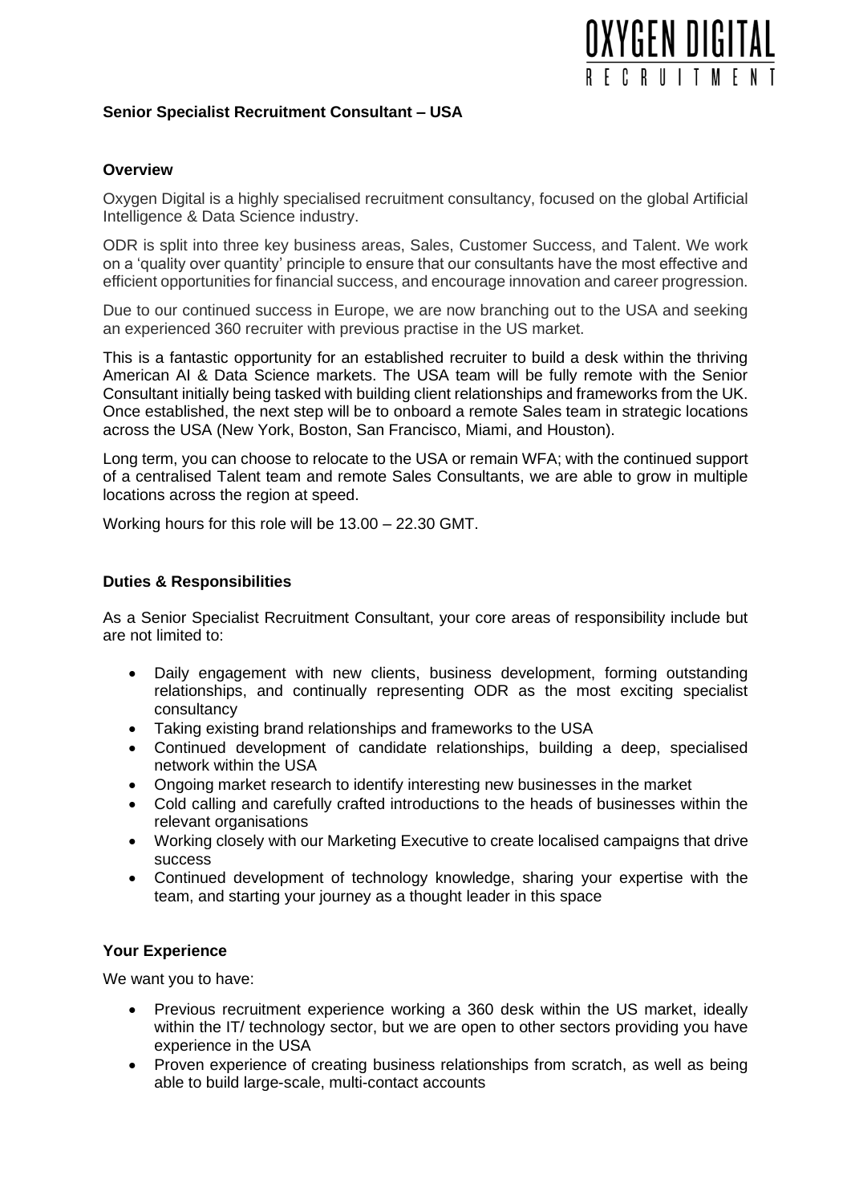OXYGEN DIGITAL
RECRUITMENT

**Senior Specialist Recruitment Consultant – USA**

**Overview**

Oxygen Digital is a highly specialised recruitment consultancy, focused on the global Artificial Intelligence & Data Science industry.

ODR is split into three key business areas, Sales, Customer Success, and Talent. We work on a 'quality over quantity' principle to ensure that our consultants have the most effective and efficient opportunities for financial success, and encourage innovation and career progression.

Due to our continued success in Europe, we are now branching out to the USA and seeking an experienced 360 recruiter with previous practise in the US market.

This is a fantastic opportunity for an established recruiter to build a desk within the thriving American AI & Data Science markets. The USA team will be fully remote with the Senior Consultant initially being tasked with building client relationships and frameworks from the UK. Once established, the next step will be to onboard a remote Sales team in strategic locations across the USA (New York, Boston, San Francisco, Miami, and Houston).

Long term, you can choose to relocate to the USA or remain WFA; with the continued support of a centralised Talent team and remote Sales Consultants, we are able to grow in multiple locations across the region at speed.

Working hours for this role will be 13.00 – 22.30 GMT.

**Duties & Responsibilities**

As a Senior Specialist Recruitment Consultant, your core areas of responsibility include but are not limited to:

- Daily engagement with new clients, business development, forming outstanding relationships, and continually representing ODR as the most exciting specialist consultancy
- Taking existing brand relationships and frameworks to the USA
- Continued development of candidate relationships, building a deep, specialised network within the USA
- Ongoing market research to identify interesting new businesses in the market
- Cold calling and carefully crafted introductions to the heads of businesses within the relevant organisations
- Working closely with our Marketing Executive to create localised campaigns that drive success
- Continued development of technology knowledge, sharing your expertise with the team, and starting your journey as a thought leader in this space

**Your Experience**

We want you to have:

- Previous recruitment experience working a 360 desk within the US market, ideally within the IT/ technology sector, but we are open to other sectors providing you have experience in the USA
- Proven experience of creating business relationships from scratch, as well as being able to build large-scale, multi-contact accounts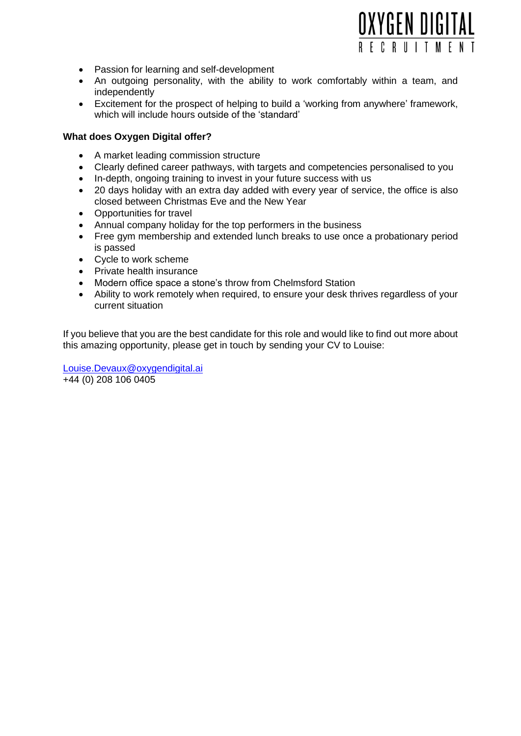- Passion for learning and self-development
- An outgoing personality, with the ability to work comfortably within a team, and independently
- Excitement for the prospect of helping to build a 'working from anywhere' framework, which will include hours outside of the 'standard'

**What does Oxygen Digital offer?**

- A market leading commission structure
- Clearly defined career pathways, with targets and competencies personalised to you
- In-depth, ongoing training to invest in your future success with us
- 20 days holiday with an extra day added with every year of service, the office is also closed between Christmas Eve and the New Year
- Opportunities for travel
- Annual company holiday for the top performers in the business
- Free gym membership and extended lunch breaks to use once a probationary period is passed
- Cycle to work scheme
- Private health insurance
- Modern office space a stone's throw from Chelmsford Station
- Ability to work remotely when required, to ensure your desk thrives regardless of your current situation

If you believe that you are the best candidate for this role and would like to find out more about this amazing opportunity, please get in touch by sending your CV to Louise:

Louise.Devaux@oxygendigital.ai
+44 (0) 208 106 0405